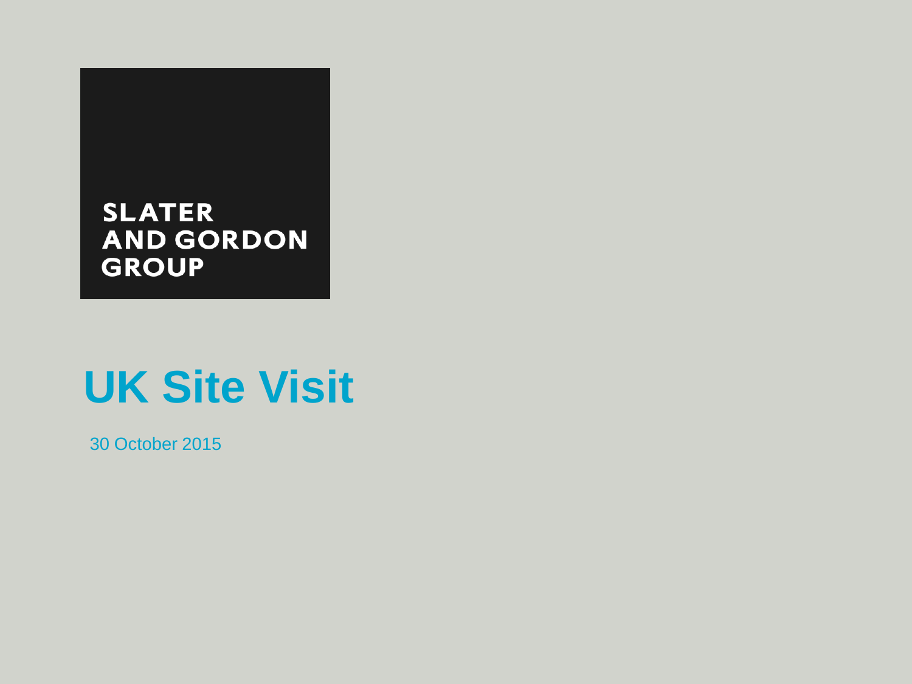SLATER
AND GORDON
GROUP

# UK Site Visit

30 October 2015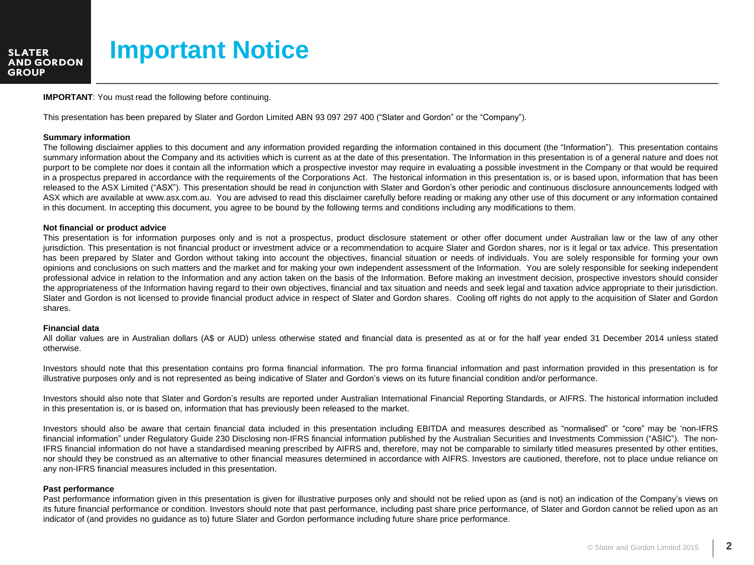# Important Notice

**IMPORTANT**: You must read the following before continuing.

This presentation has been prepared by Slater and Gordon Limited ABN 93 097 297 400 ("Slater and Gordon" or the "Company").

**Summary information**

The following disclaimer applies to this document and any information provided regarding the information contained in this document (the "Information"). This presentation contains summary information about the Company and its activities which is current as at the date of this presentation. The Information in this presentation is of a general nature and does not purport to be complete nor does it contain all the information which a prospective investor may require in evaluating a possible investment in the Company or that would be required in a prospectus prepared in accordance with the requirements of the Corporations Act. The historical information in this presentation is, or is based upon, information that has been released to the ASX Limited ("ASX"). This presentation should be read in conjunction with Slater and Gordon's other periodic and continuous disclosure announcements lodged with ASX which are available at www.asx.com.au. You are advised to read this disclaimer carefully before reading or making any other use of this document or any information contained in this document. In accepting this document, you agree to be bound by the following terms and conditions including any modifications to them.

**Not financial or product advice**

This presentation is for information purposes only and is not a prospectus, product disclosure statement or other offer document under Australian law or the law of any other jurisdiction. This presentation is not financial product or investment advice or a recommendation to acquire Slater and Gordon shares, nor is it legal or tax advice. This presentation has been prepared by Slater and Gordon without taking into account the objectives, financial situation or needs of individuals. You are solely responsible for forming your own opinions and conclusions on such matters and the market and for making your own independent assessment of the Information. You are solely responsible for seeking independent professional advice in relation to the Information and any action taken on the basis of the Information. Before making an investment decision, prospective investors should consider the appropriateness of the Information having regard to their own objectives, financial and tax situation and needs and seek legal and taxation advice appropriate to their jurisdiction. Slater and Gordon is not licensed to provide financial product advice in respect of Slater and Gordon shares. Cooling off rights do not apply to the acquisition of Slater and Gordon shares.

**Financial data**

All dollar values are in Australian dollars (A$ or AUD) unless otherwise stated and financial data is presented as at or for the half year ended 31 December 2014 unless stated otherwise.

Investors should note that this presentation contains pro forma financial information. The pro forma financial information and past information provided in this presentation is for illustrative purposes only and is not represented as being indicative of Slater and Gordon's views on its future financial condition and/or performance.

Investors should also note that Slater and Gordon's results are reported under Australian International Financial Reporting Standards, or AIFRS. The historical information included in this presentation is, or is based on, information that has previously been released to the market.

Investors should also be aware that certain financial data included in this presentation including EBITDA and measures described as "normalised" or "core" may be 'non-IFRS financial information" under Regulatory Guide 230 Disclosing non-IFRS financial information published by the Australian Securities and Investments Commission ("ASIC"). The non-IFRS financial information do not have a standardised meaning prescribed by AIFRS and, therefore, may not be comparable to similarly titled measures presented by other entities, nor should they be construed as an alternative to other financial measures determined in accordance with AIFRS. Investors are cautioned, therefore, not to place undue reliance on any non-IFRS financial measures included in this presentation.

**Past performance**

Past performance information given in this presentation is given for illustrative purposes only and should not be relied upon as (and is not) an indication of the Company's views on its future financial performance or condition. Investors should note that past performance, including past share price performance, of Slater and Gordon cannot be relied upon as an indicator of (and provides no guidance as to) future Slater and Gordon performance including future share price performance.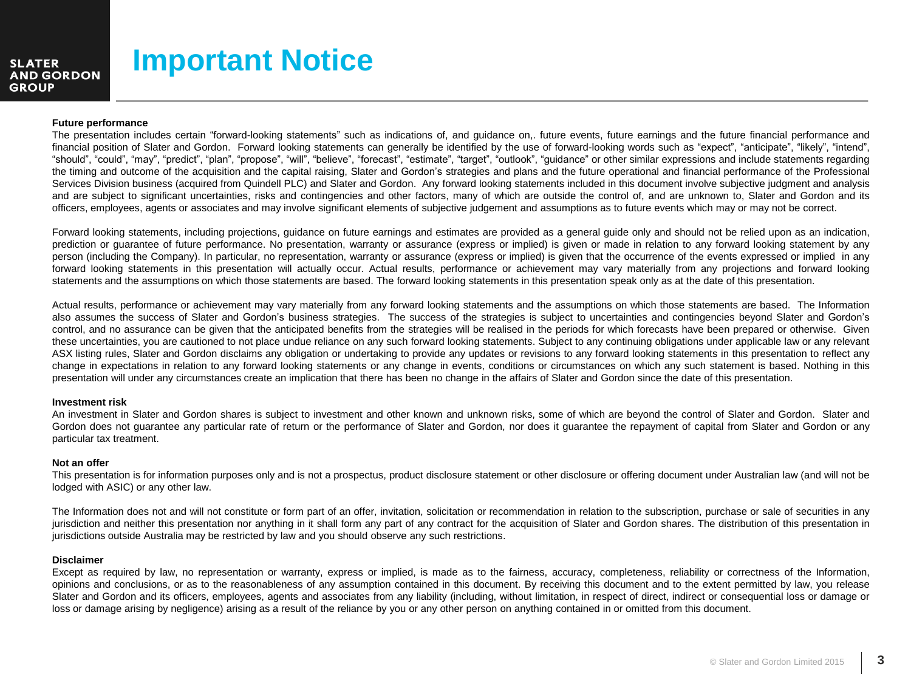# Important Notice

**Future performance**

The presentation includes certain "forward-looking statements" such as indications of, and guidance on,. future events, future earnings and the future financial performance and financial position of Slater and Gordon. Forward looking statements can generally be identified by the use of forward-looking words such as "expect", "anticipate", "likely", "intend", "should", "could", "may", "predict", "plan", "propose", "will", "believe", "forecast", "estimate", "target", "outlook", "guidance" or other similar expressions and include statements regarding the timing and outcome of the acquisition and the capital raising, Slater and Gordon's strategies and plans and the future operational and financial performance of the Professional Services Division business (acquired from Quindell PLC) and Slater and Gordon. Any forward looking statements included in this document involve subjective judgment and analysis and are subject to significant uncertainties, risks and contingencies and other factors, many of which are outside the control of, and are unknown to, Slater and Gordon and its officers, employees, agents or associates and may involve significant elements of subjective judgement and assumptions as to future events which may or may not be correct.

Forward looking statements, including projections, guidance on future earnings and estimates are provided as a general guide only and should not be relied upon as an indication, prediction or guarantee of future performance. No presentation, warranty or assurance (express or implied) is given or made in relation to any forward looking statement by any person (including the Company). In particular, no representation, warranty or assurance (express or implied) is given that the occurrence of the events expressed or implied in any forward looking statements in this presentation will actually occur. Actual results, performance or achievement may vary materially from any projections and forward looking statements and the assumptions on which those statements are based. The forward looking statements in this presentation speak only as at the date of this presentation.

Actual results, performance or achievement may vary materially from any forward looking statements and the assumptions on which those statements are based. The Information also assumes the success of Slater and Gordon's business strategies. The success of the strategies is subject to uncertainties and contingencies beyond Slater and Gordon's control, and no assurance can be given that the anticipated benefits from the strategies will be realised in the periods for which forecasts have been prepared or otherwise. Given these uncertainties, you are cautioned to not place undue reliance on any such forward looking statements. Subject to any continuing obligations under applicable law or any relevant ASX listing rules, Slater and Gordon disclaims any obligation or undertaking to provide any updates or revisions to any forward looking statements in this presentation to reflect any change in expectations in relation to any forward looking statements or any change in events, conditions or circumstances on which any such statement is based. Nothing in this presentation will under any circumstances create an implication that there has been no change in the affairs of Slater and Gordon since the date of this presentation.

**Investment risk**

An investment in Slater and Gordon shares is subject to investment and other known and unknown risks, some of which are beyond the control of Slater and Gordon. Slater and Gordon does not guarantee any particular rate of return or the performance of Slater and Gordon, nor does it guarantee the repayment of capital from Slater and Gordon or any particular tax treatment.

**Not an offer**

This presentation is for information purposes only and is not a prospectus, product disclosure statement or other disclosure or offering document under Australian law (and will not be lodged with ASIC) or any other law.

The Information does not and will not constitute or form part of an offer, invitation, solicitation or recommendation in relation to the subscription, purchase or sale of securities in any jurisdiction and neither this presentation nor anything in it shall form any part of any contract for the acquisition of Slater and Gordon shares. The distribution of this presentation in jurisdictions outside Australia may be restricted by law and you should observe any such restrictions.

**Disclaimer**

Except as required by law, no representation or warranty, express or implied, is made as to the fairness, accuracy, completeness, reliability or correctness of the Information, opinions and conclusions, or as to the reasonableness of any assumption contained in this document. By receiving this document and to the extent permitted by law, you release Slater and Gordon and its officers, employees, agents and associates from any liability (including, without limitation, in respect of direct, indirect or consequential loss or damage or loss or damage arising by negligence) arising as a result of the reliance by you or any other person on anything contained in or omitted from this document.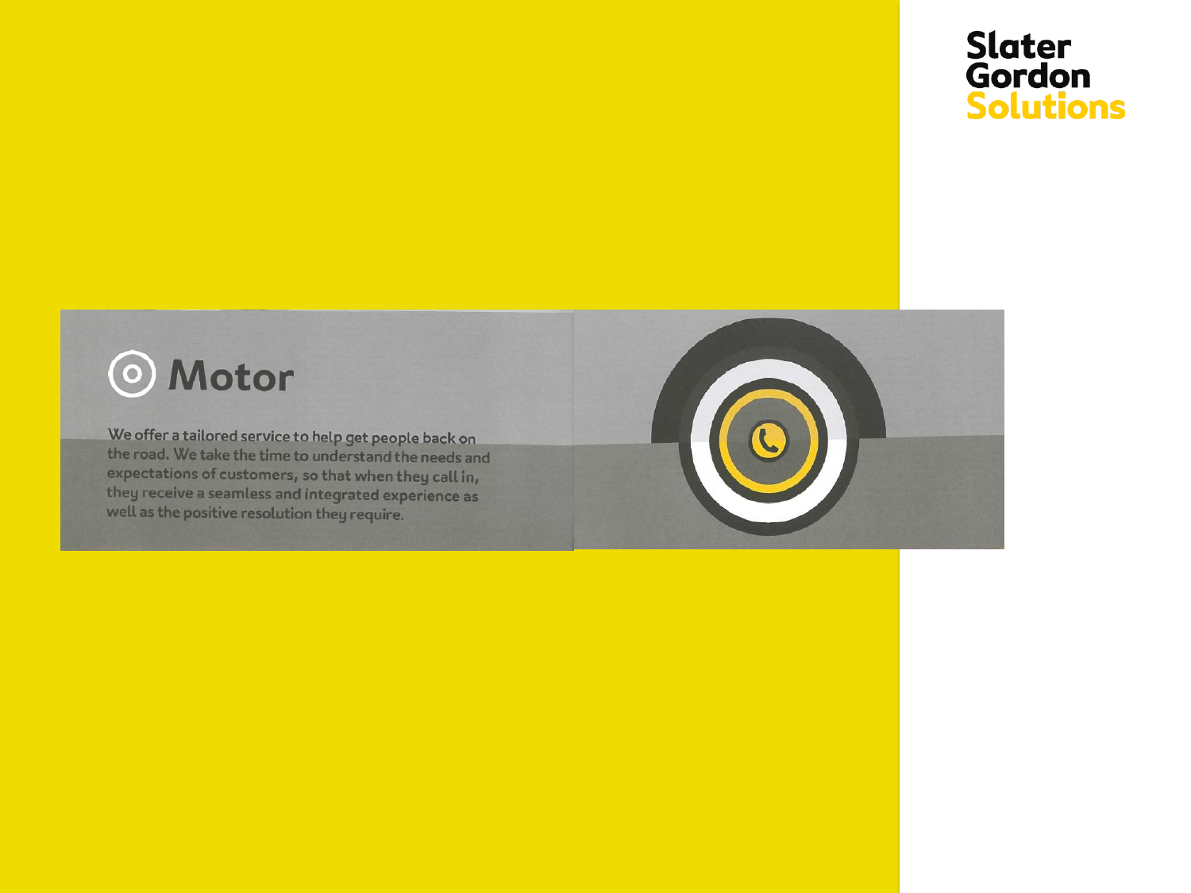Slater Gordon Solutions

## Motor

We offer a tailored service to help get people back on the road. We take the time to understand the needs and expectations of customers, so that when they call in, they receive a seamless and integrated experience as well as the positive resolution they require.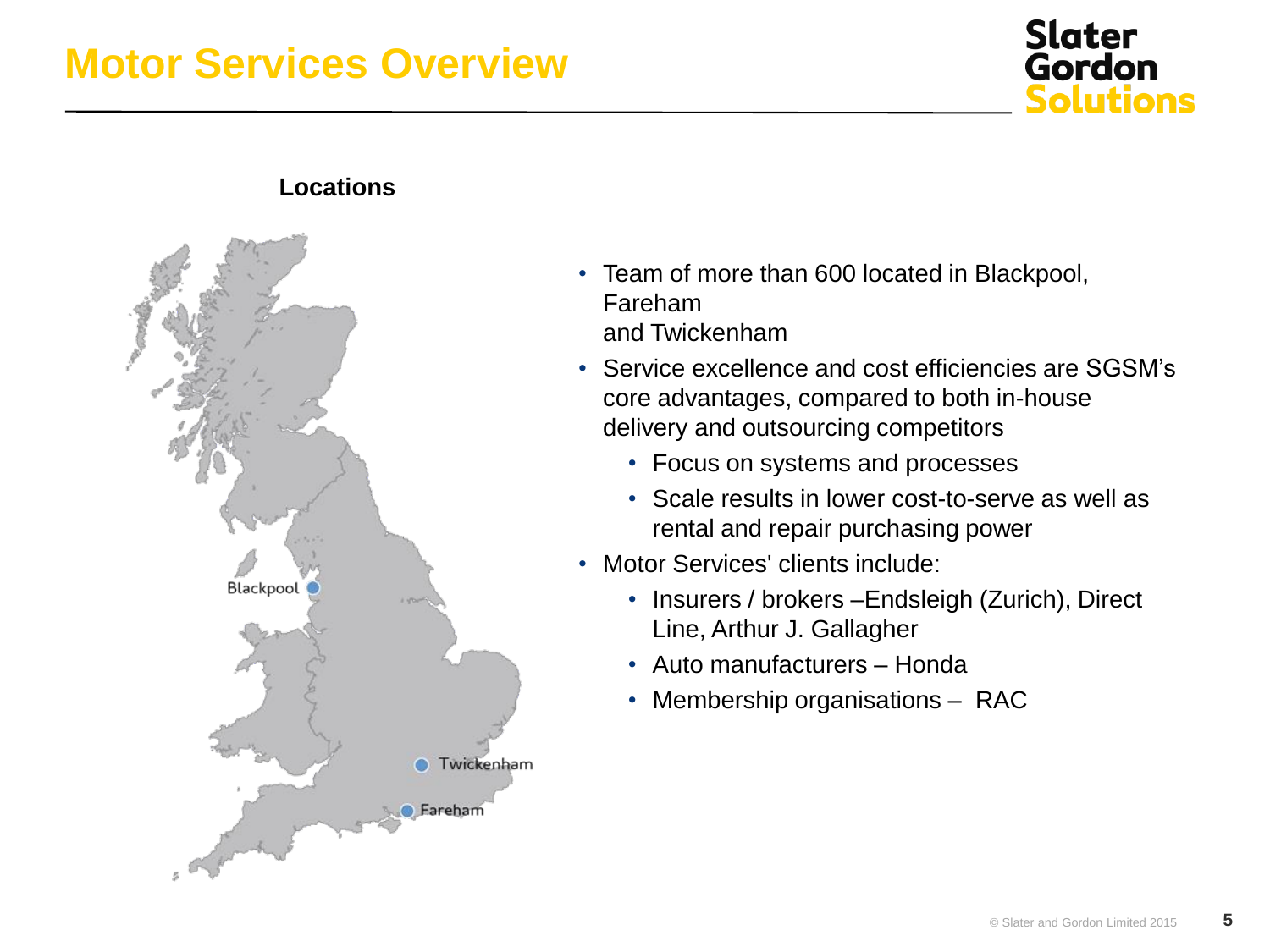# Motor Services Overview

**Locations**

Blackpool

Twickenham

Fareham

- Team of more than 600 located in Blackpool, Fareham and Twickenham
- Service excellence and cost efficiencies are SGSM's core advantages, compared to both in-house delivery and outsourcing competitors
  - Focus on systems and processes
  - Scale results in lower cost-to-serve as well as rental and repair purchasing power
- Motor Services' clients include:
  - Insurers / brokers –Endsleigh (Zurich), Direct Line, Arthur J. Gallagher
  - Auto manufacturers – Honda
  - Membership organisations – RAC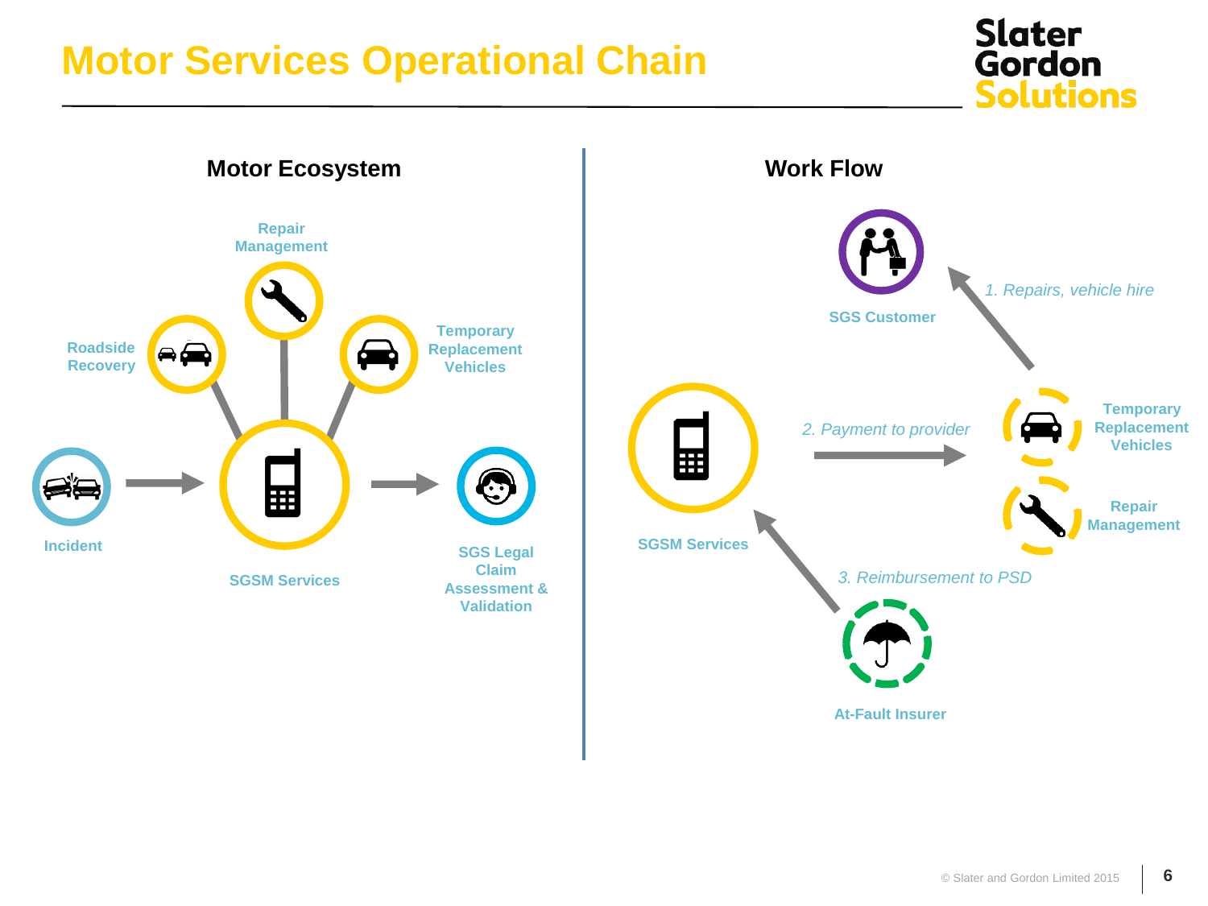# Motor Services Operational Chain

## Motor Ecosystem

Repair Management

Roadside Recovery

Temporary Replacement Vehicles

Incident

SGSM Services

SGS Legal Claim Assessment & Validation

## Work Flow

SGS Customer

*1. Repairs, vehicle hire*

SGSM Services

*2. Payment to provider*

Temporary Replacement Vehicles

Repair Management

*3. Reimbursement to PSD*

At-Fault Insurer

© Slater and Gordon Limited 2015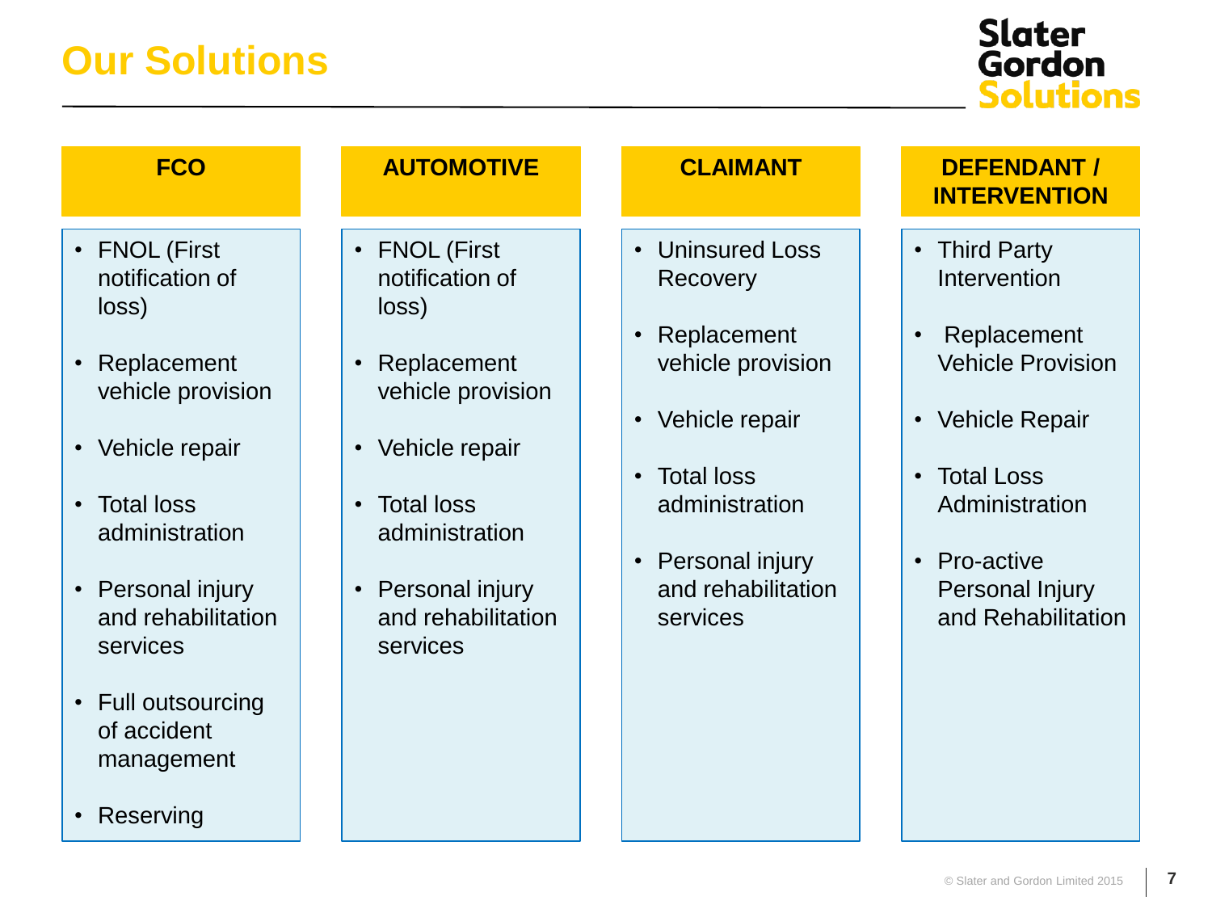# Our Solutions

## FCO

- FNOL (First notification of loss)
- Replacement vehicle provision
- Vehicle repair
- Total loss administration
- Personal injury and rehabilitation services
- Full outsourcing of accident management
- Reserving

## AUTOMOTIVE

- FNOL (First notification of loss)
- Replacement vehicle provision
- Vehicle repair
- Total loss administration
- Personal injury and rehabilitation services

## CLAIMANT

- Uninsured Loss Recovery
- Replacement vehicle provision
- Vehicle repair
- Total loss administration
- Personal injury and rehabilitation services

## DEFENDANT / INTERVENTION

- Third Party Intervention
- Replacement Vehicle Provision
- Vehicle Repair
- Total Loss Administration
- Pro-active Personal Injury and Rehabilitation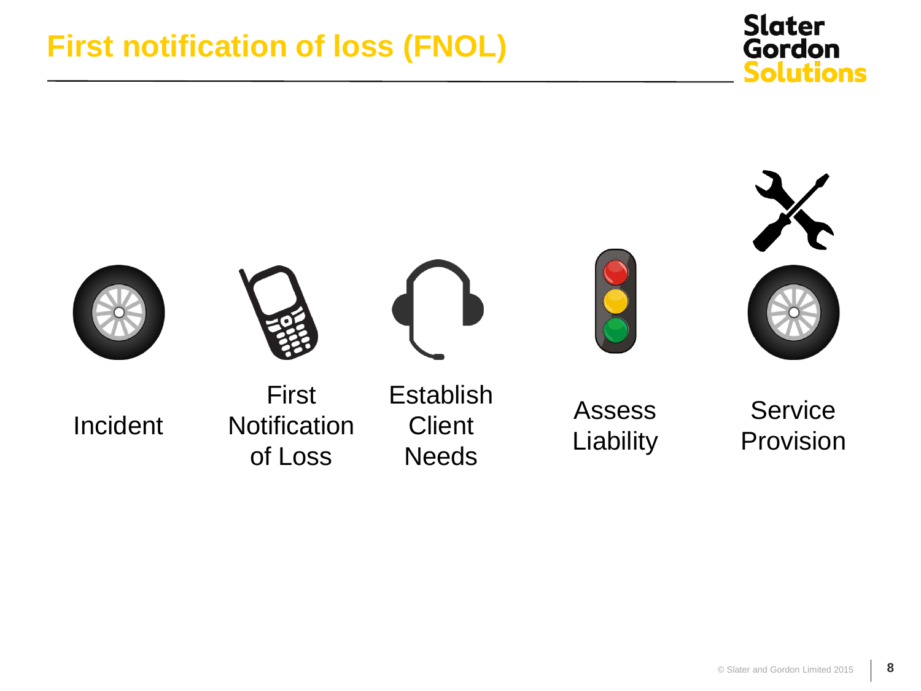# First notification of loss (FNOL)

Incident

First Notification of Loss

Establish Client Needs

Assess Liability

Service Provision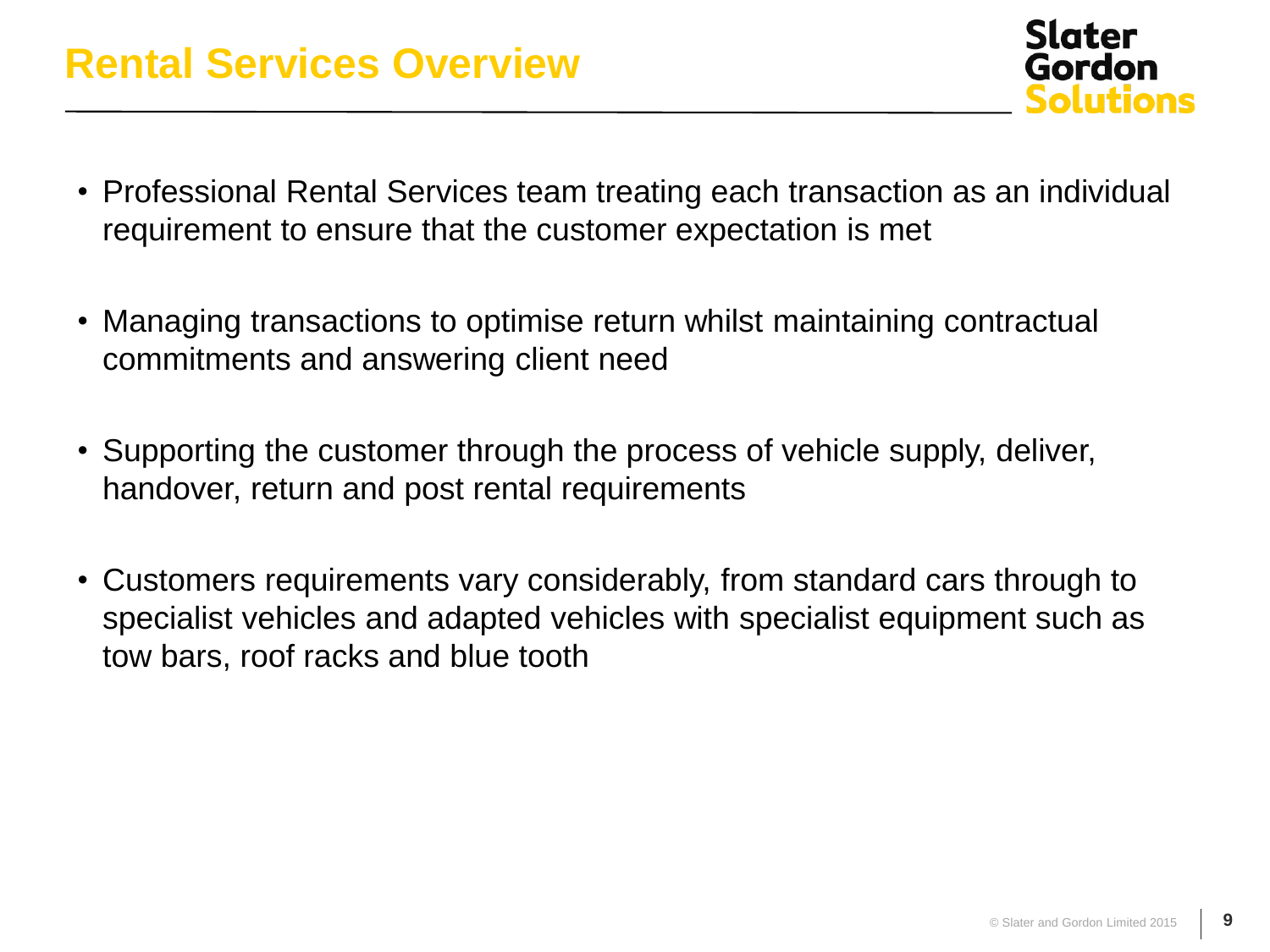# Rental Services Overview

- Professional Rental Services team treating each transaction as an individual requirement to ensure that the customer expectation is met
- Managing transactions to optimise return whilst maintaining contractual commitments and answering client need
- Supporting the customer through the process of vehicle supply, deliver, handover, return and post rental requirements
- Customers requirements vary considerably, from standard cars through to specialist vehicles and adapted vehicles with specialist equipment such as tow bars, roof racks and blue tooth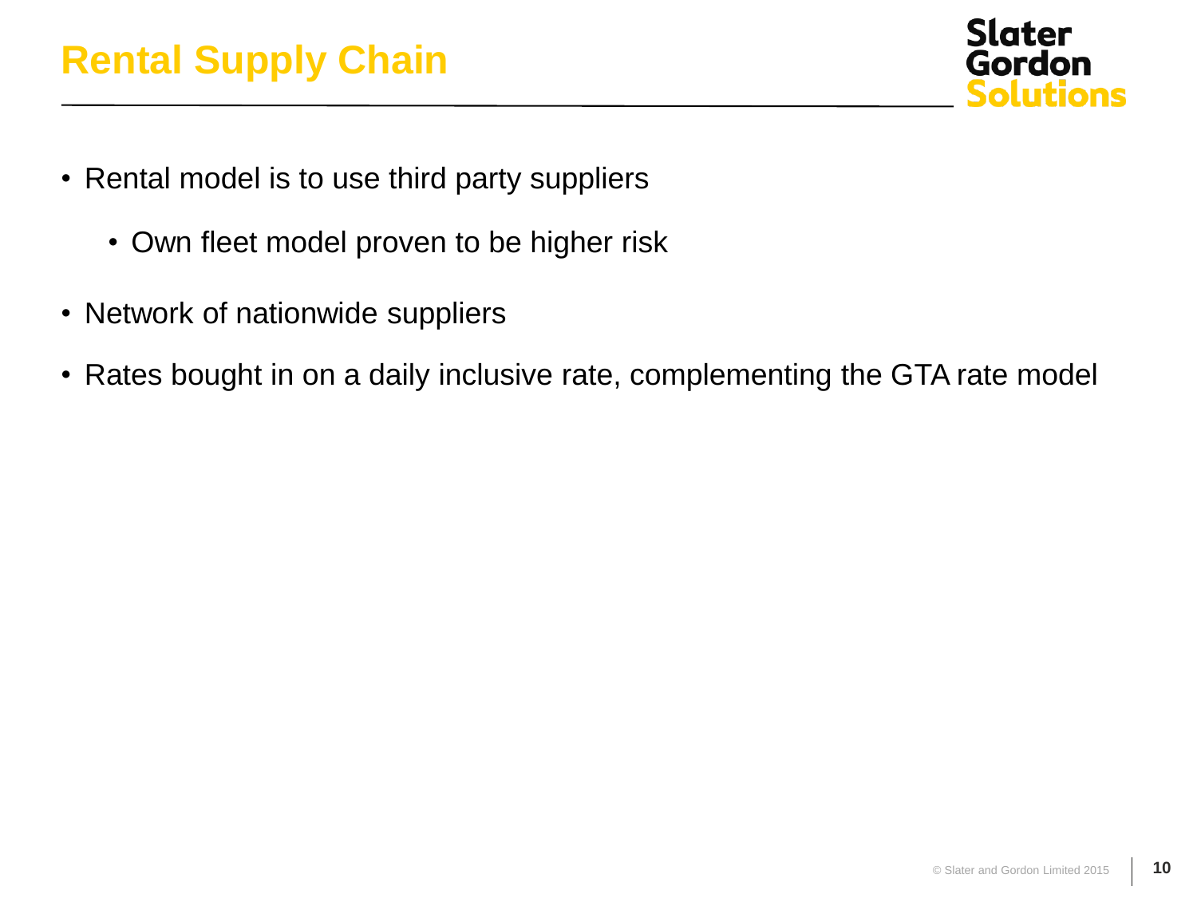# Rental Supply Chain

- Rental model is to use third party suppliers
  - Own fleet model proven to be higher risk
- Network of nationwide suppliers
- Rates bought in on a daily inclusive rate, complementing the GTA rate model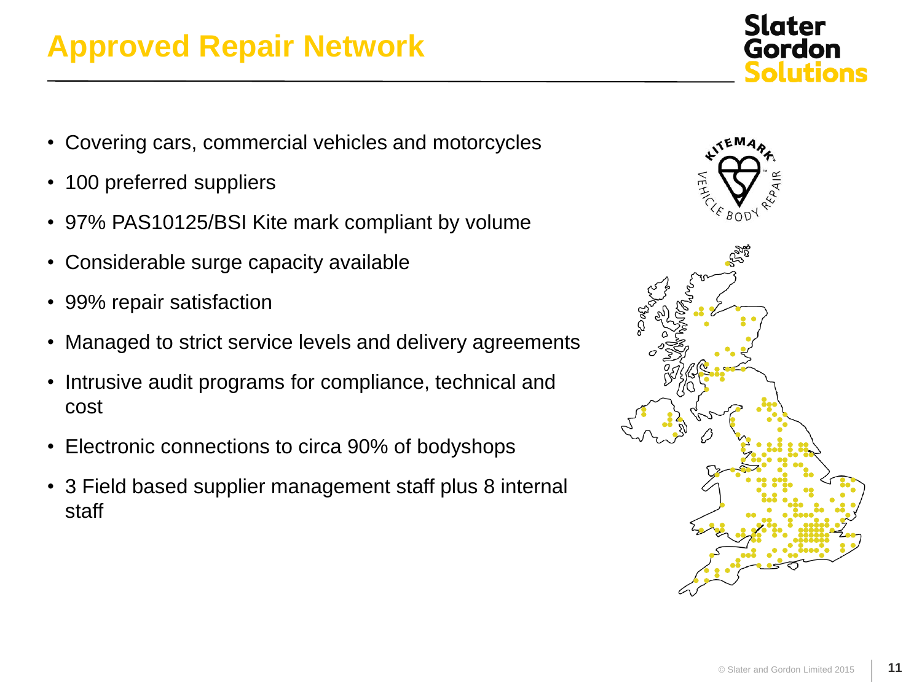# Approved Repair Network

- Covering cars, commercial vehicles and motorcycles
- 100 preferred suppliers
- 97% PAS10125/BSI Kite mark compliant by volume
- Considerable surge capacity available
- 99% repair satisfaction
- Managed to strict service levels and delivery agreements
- Intrusive audit programs for compliance, technical and cost
- Electronic connections to circa 90% of bodyshops
- 3 Field based supplier management staff plus 8 internal staff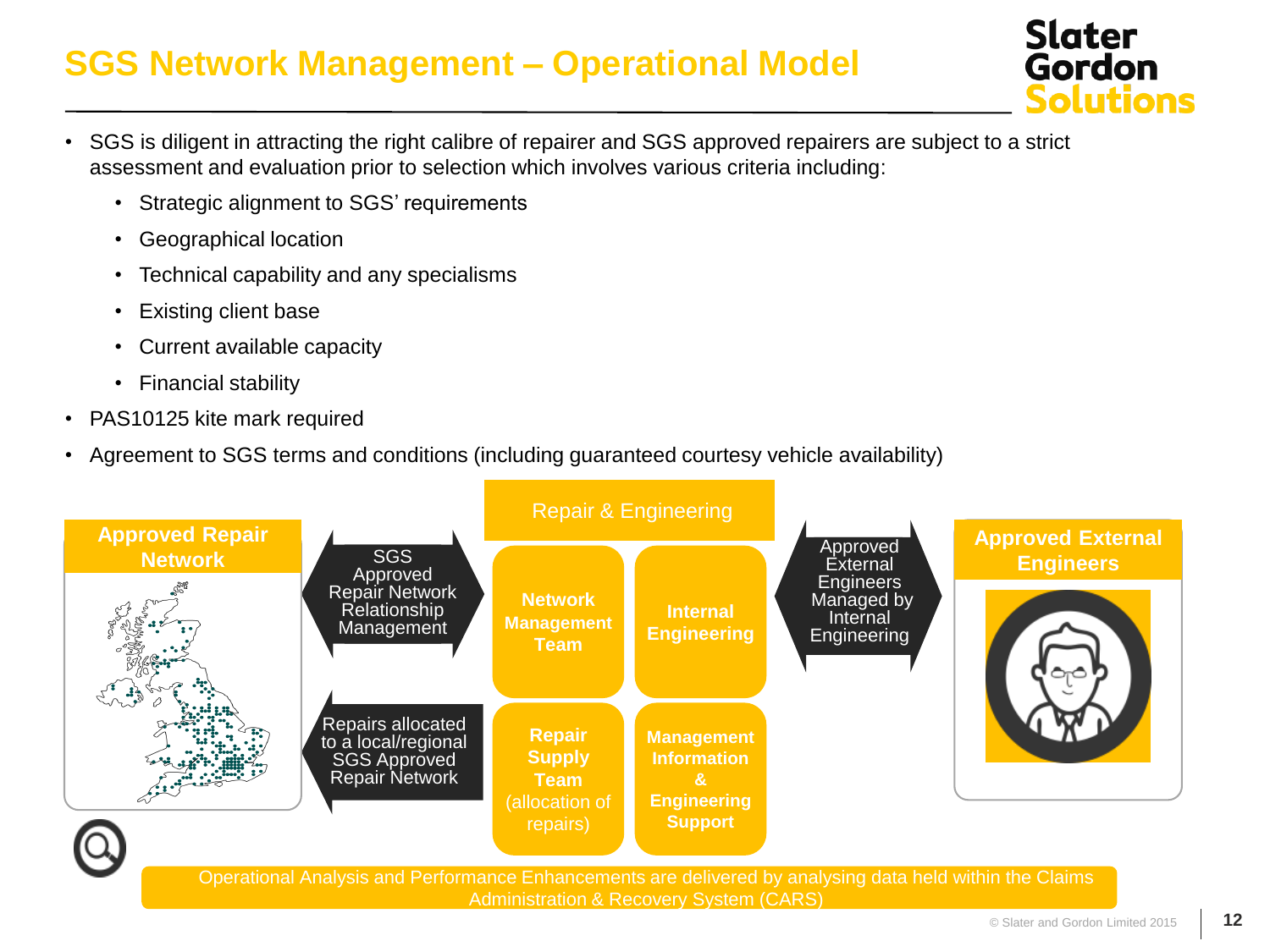# SGS Network Management – Operational Model

- SGS is diligent in attracting the right calibre of repairer and SGS approved repairers are subject to a strict assessment and evaluation prior to selection which involves various criteria including:
  - Strategic alignment to SGS' requirements
  - Geographical location
  - Technical capability and any specialisms
  - Existing client base
  - Current available capacity
  - Financial stability
- PAS10125 kite mark required
- Agreement to SGS terms and conditions (including guaranteed courtesy vehicle availability)

**Approved Repair Network**

SGS Approved Repair Network Relationship Management

Repairs allocated to a local/regional SGS Approved Repair Network

Repair & Engineering

**Network Management Team**

**Internal Engineering**

**Repair Supply Team** (allocation of repairs)

**Management Information & Engineering Support**

Approved External Engineers Managed by Internal Engineering

**Approved External Engineers**

Operational Analysis and Performance Enhancements are delivered by analysing data held within the Claims Administration & Recovery System (CARS)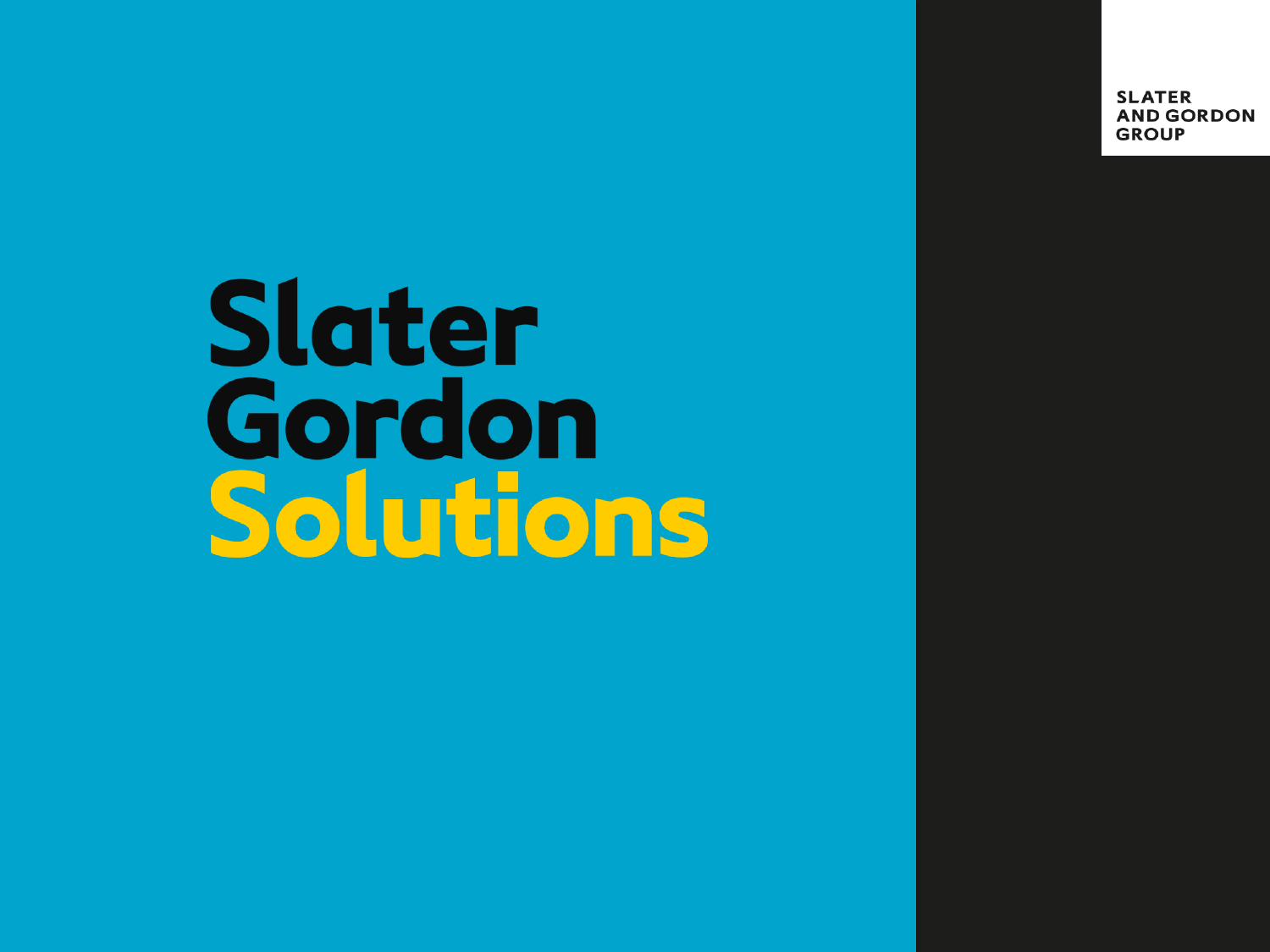SLATER
AND GORDON
GROUP

# Slater Gordon Solutions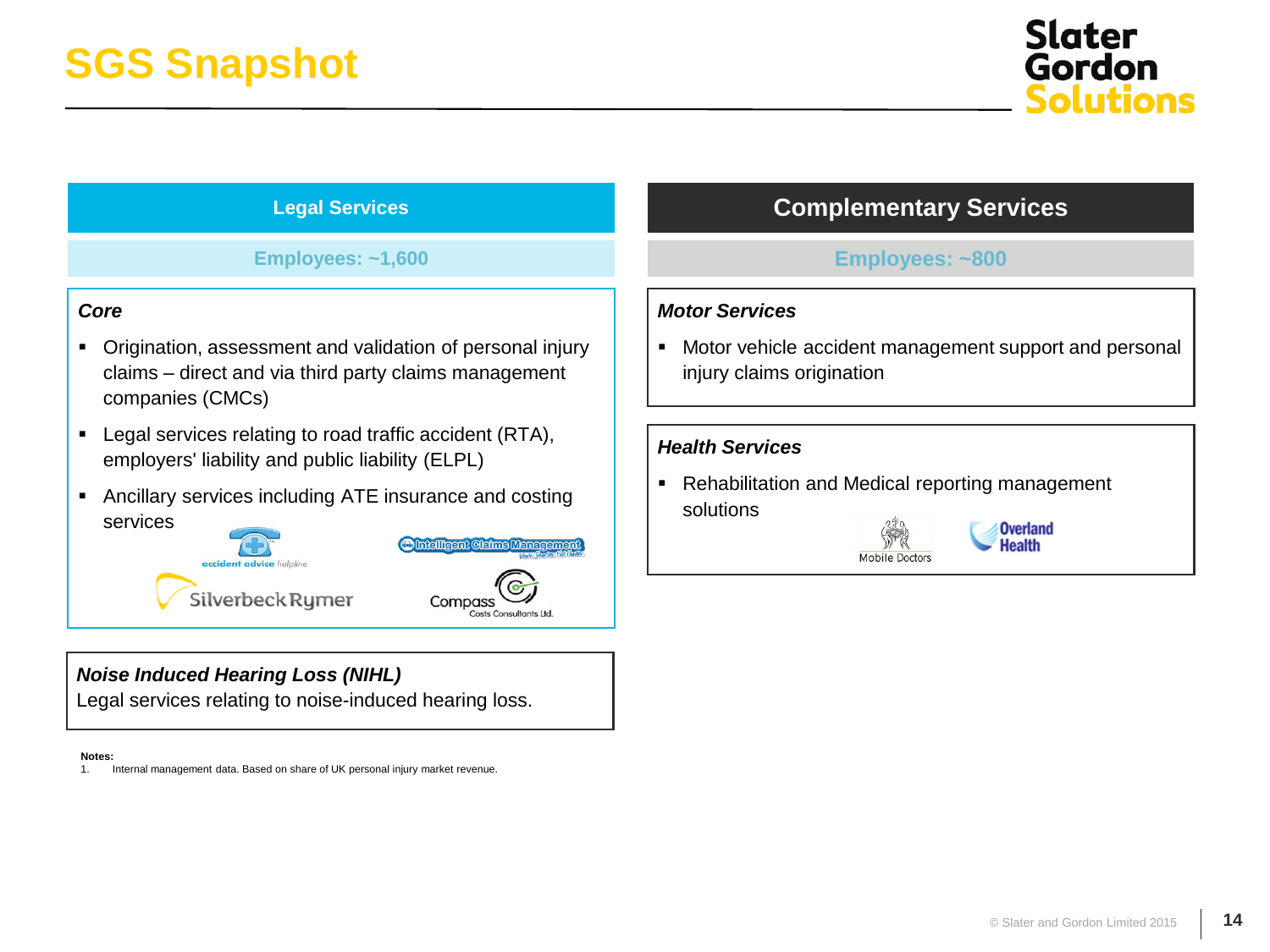# SGS Snapshot

## Legal Services

**Employees: ~1,600**

### *Core*

- Origination, assessment and validation of personal injury claims – direct and via third party claims management companies (CMCs)
- Legal services relating to road traffic accident (RTA), employers' liability and public liability (ELPL)
- Ancillary services including ATE insurance and costing services

### *Noise Induced Hearing Loss (NIHL)*

Legal services relating to noise-induced hearing loss.

## Complementary Services

**Employees: ~800**

### *Motor Services*

- Motor vehicle accident management support and personal injury claims origination

### *Health Services*

- Rehabilitation and Medical reporting management solutions

**Notes:**

1. Internal management data. Based on share of UK personal injury market revenue.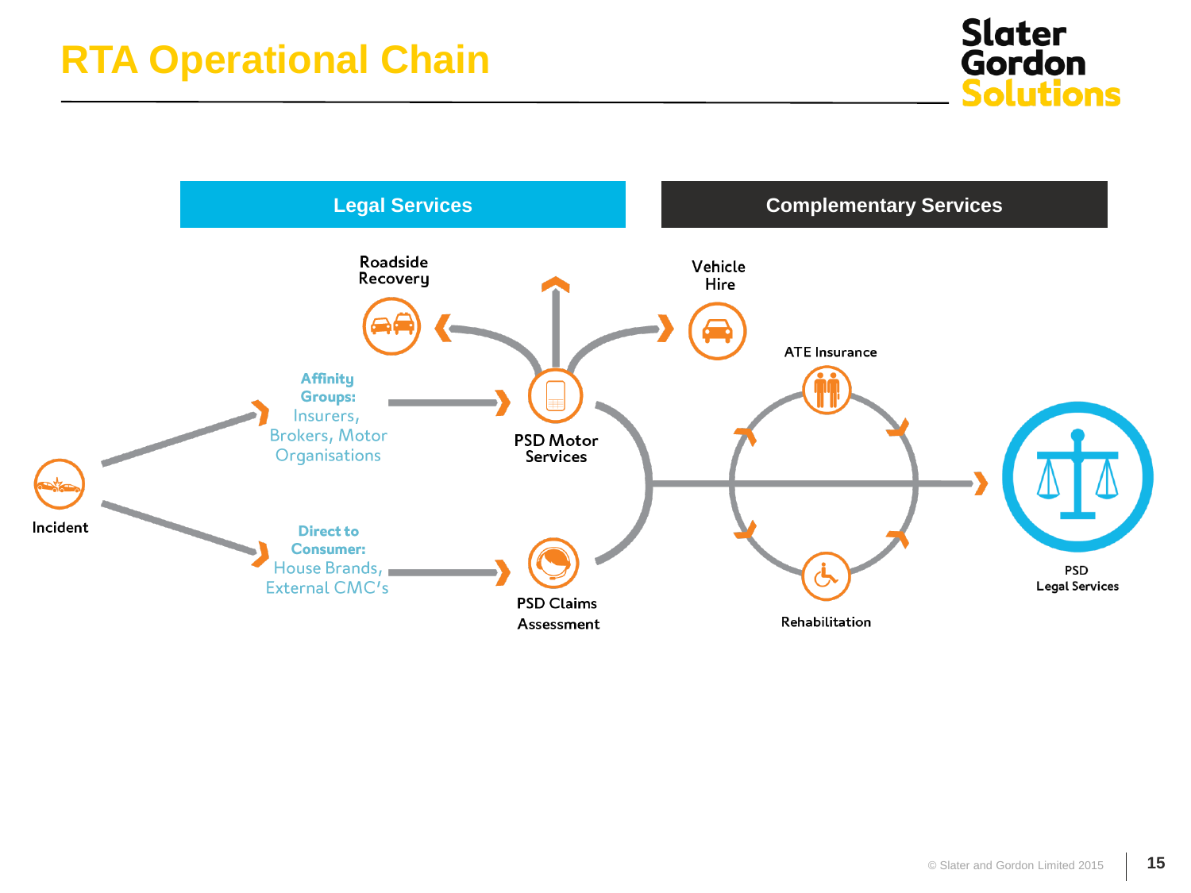# RTA Operational Chain

**Legal Services** | **Complementary Services**

Incident

**Affinity Groups:** Insurers, Brokers, Motor Organisations

**Direct to Consumer:** House Brands, External CMC's

PSD Motor Services

PSD Claims Assessment

Roadside Recovery

Vehicle Hire

ATE Insurance

Rehabilitation

PSD Legal Services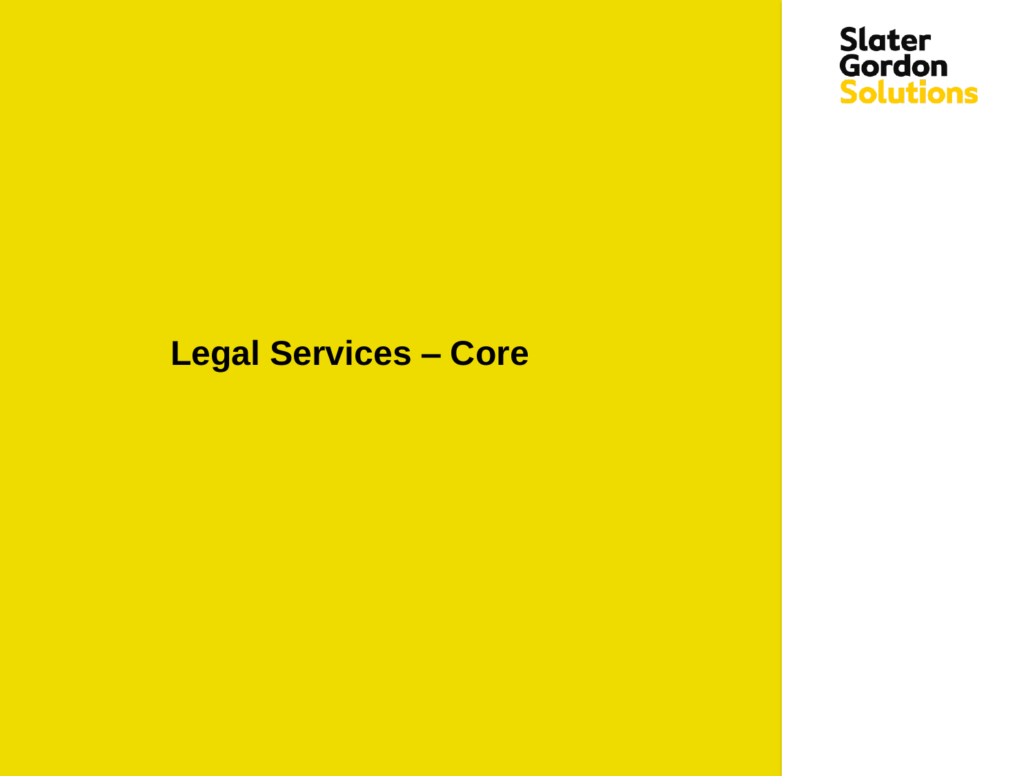Slater Gordon Solutions

# Legal Services – Core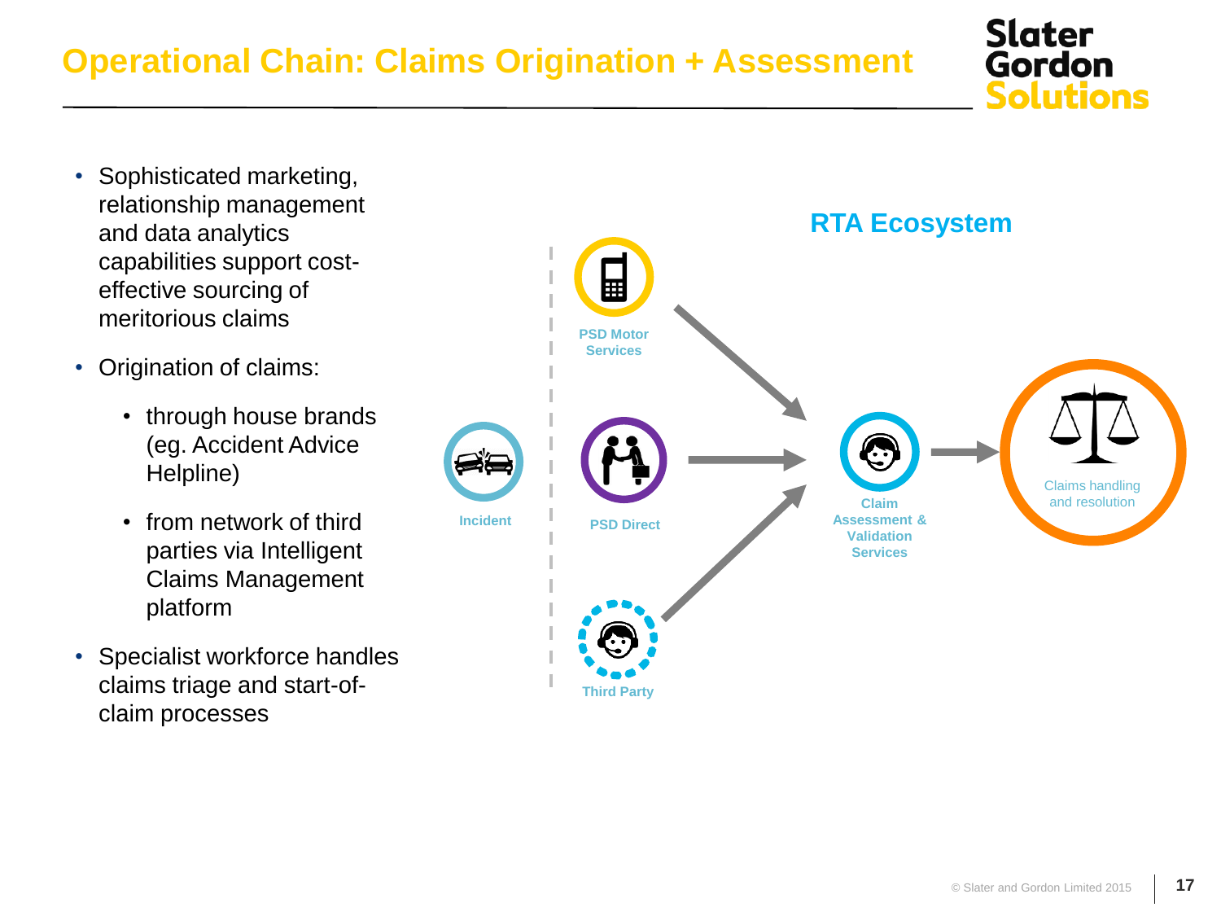# Operational Chain: Claims Origination + Assessment

- Sophisticated marketing, relationship management and data analytics capabilities support cost-effective sourcing of meritorious claims
- Origination of claims:
  - through house brands (eg. Accident Advice Helpline)
  - from network of third parties via Intelligent Claims Management platform
- Specialist workforce handles claims triage and start-of-claim processes

## RTA Ecosystem

Incident

PSD Motor Services

PSD Direct

Third Party

Claim Assessment & Validation Services

Claims handling and resolution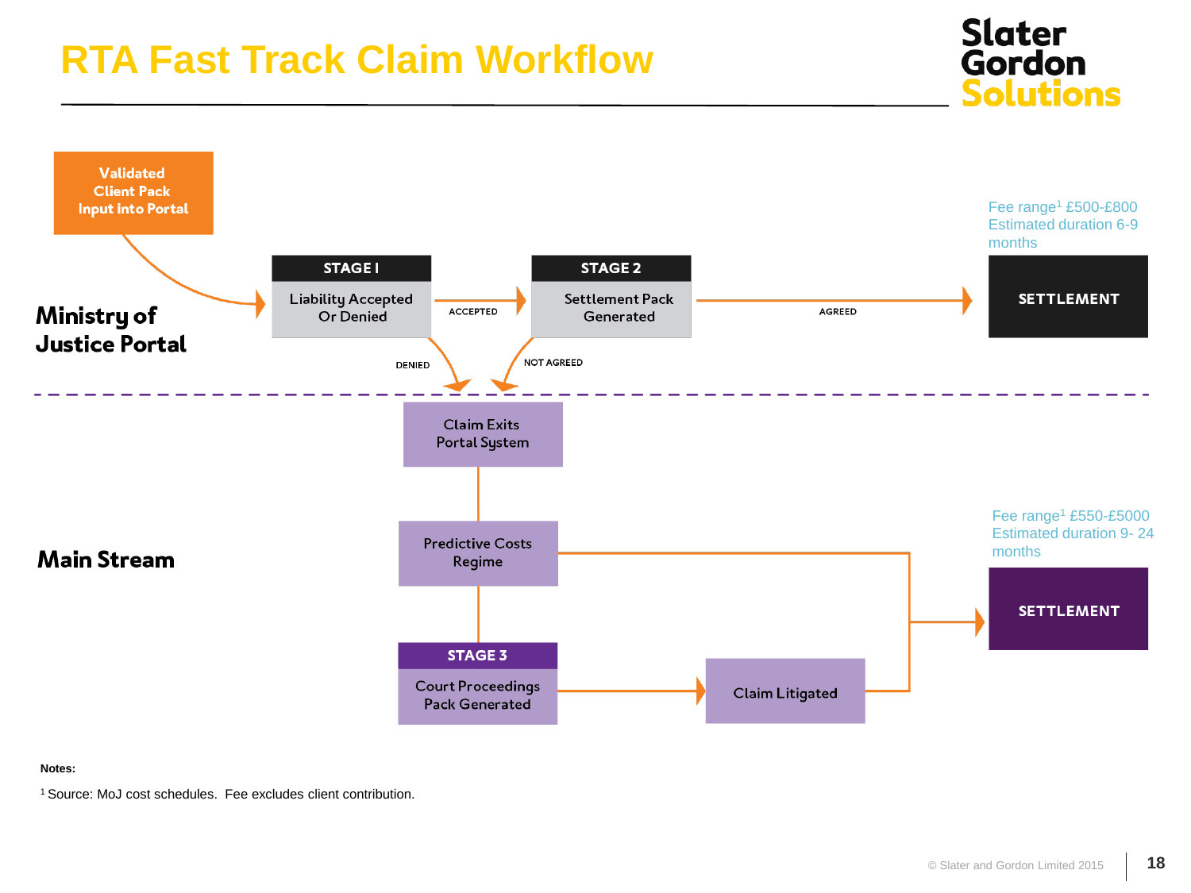# RTA Fast Track Claim Workflow

Slater Gordon Solutions

**Ministry of Justice Portal**

Validated Client Pack Input into Portal

**STAGE I** — Liability Accepted Or Denied

ACCEPTED

**STAGE 2** — Settlement Pack Generated

AGREED

Fee range[1] £500-£800
Estimated duration 6-9 months

**SETTLEMENT**

DENIED

NOT AGREED

**Main Stream**

Claim Exits Portal System

Predictive Costs Regime

**STAGE 3** — Court Proceedings Pack Generated

Claim Litigated

Fee range[1] £550-£5000
Estimated duration 9- 24 months

**SETTLEMENT**

**Notes:**

[1] Source: MoJ cost schedules. Fee excludes client contribution.

© Slater and Gordon Limited 2015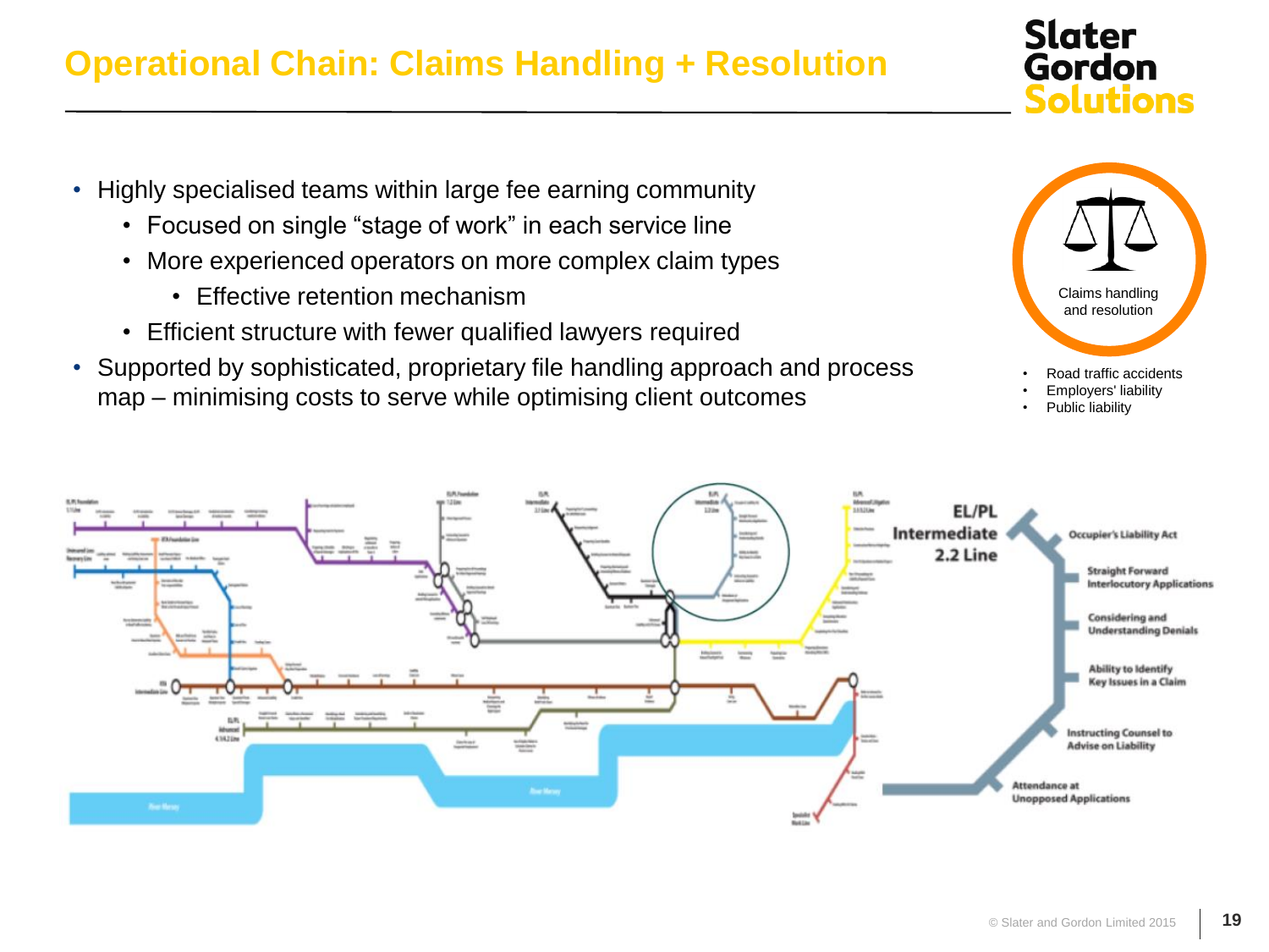# Operational Chain: Claims Handling + Resolution

- Highly specialised teams within large fee earning community
  - Focused on single "stage of work" in each service line
  - More experienced operators on more complex claim types
    - Effective retention mechanism
  - Efficient structure with fewer qualified lawyers required
- Supported by sophisticated, proprietary file handling approach and process map – minimising costs to serve while optimising client outcomes

Claims handling and resolution

- Road traffic accidents
- Employers' liability
- Public liability

EL/PL Intermediate 2.2 Line

- Occupier's Liability Act
- Straight Forward Interlocutory Applications
- Considering and Understanding Denials
- Ability to Identify Key Issues in a Claim
- Instructing Counsel to Advise on Liability
- Attendance at Unopposed Applications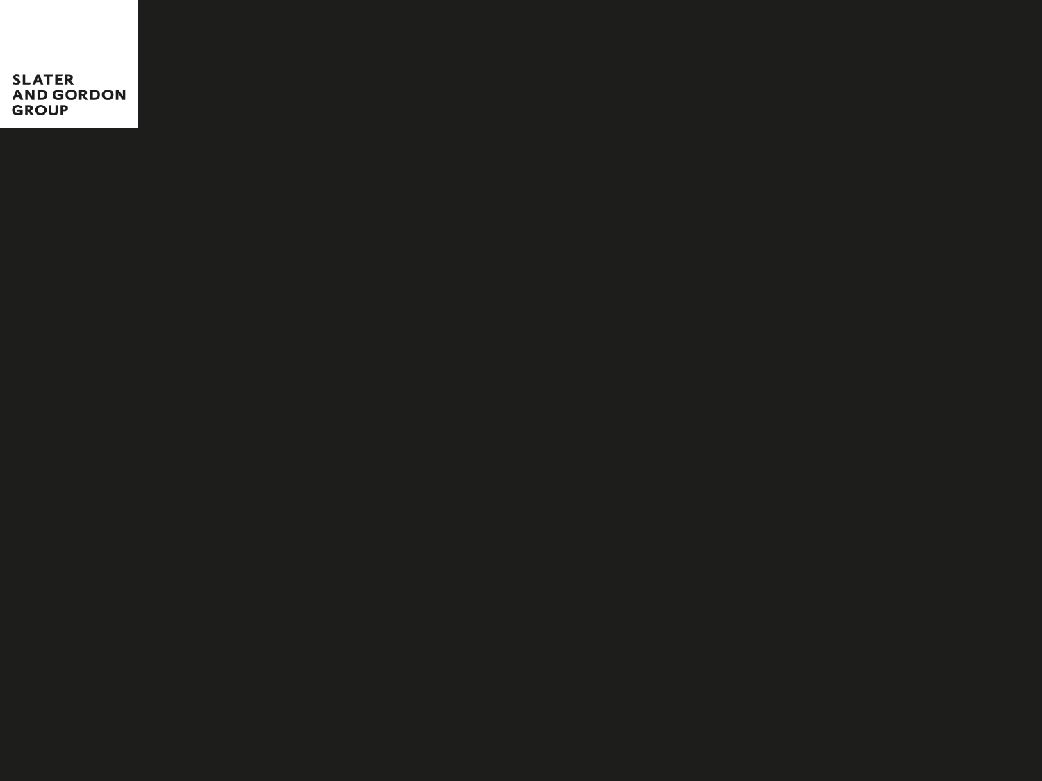SLATER
AND GORDON
GROUP